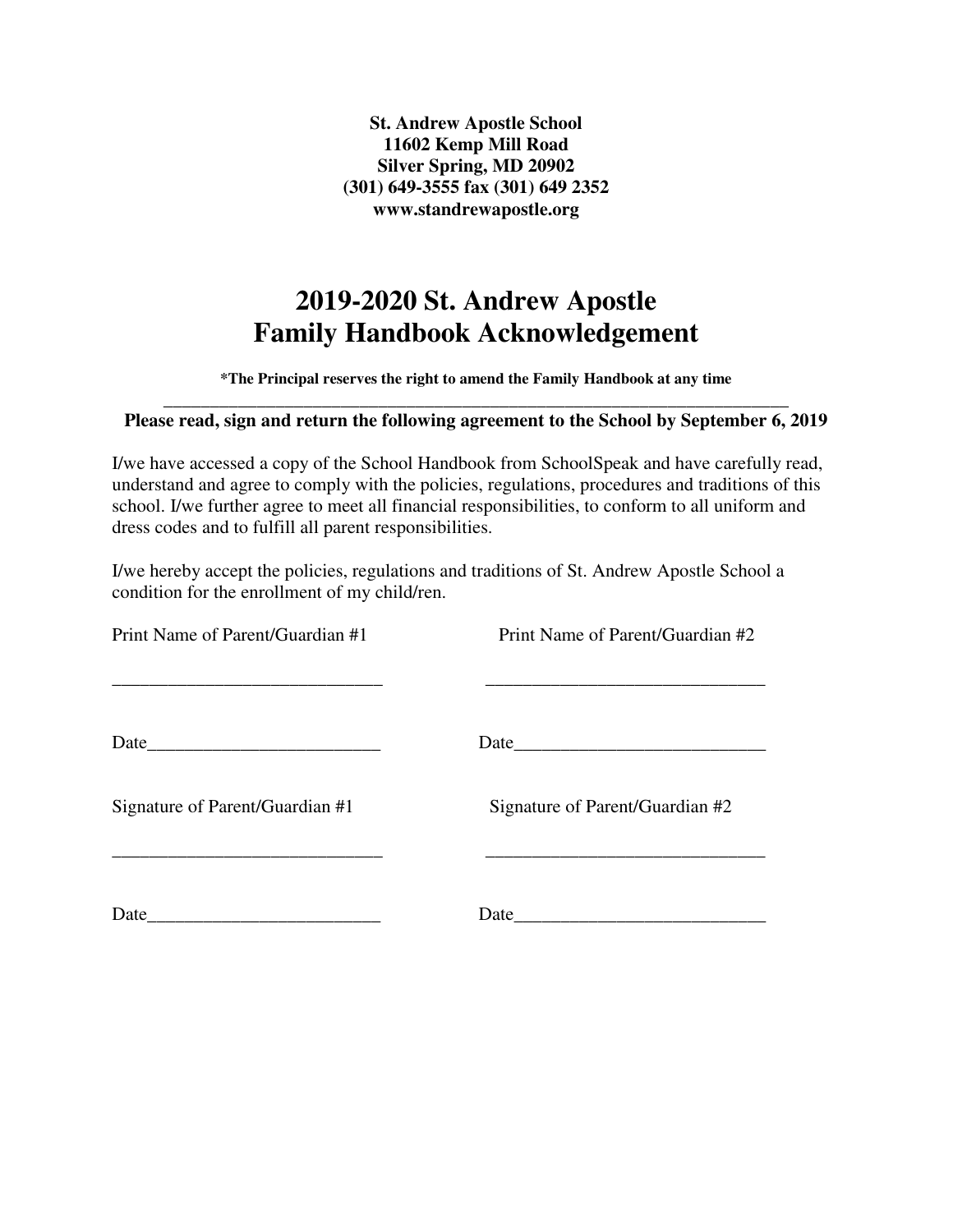**St. Andrew Apostle School**
**11602 Kemp Mill Road**
**Silver Spring, MD 20902**
**(301) 649-3555 fax (301) 649 2352**
**www.standrewapostle.org**

# 2019-2020 St. Andrew Apostle Family Handbook Acknowledgement

***The Principal reserves the right to amend the Family Handbook at any time**

---

**Please read, sign and return the following agreement to the School by September 6, 2019**

I/we have accessed a copy of the School Handbook from SchoolSpeak and have carefully read, understand and agree to comply with the policies, regulations, procedures and traditions of this school. I/we further agree to meet all financial responsibilities, to conform to all uniform and dress codes and to fulfill all parent responsibilities.

I/we hereby accept the policies, regulations and traditions of St. Andrew Apostle School a condition for the enrollment of my child/ren.

Print Name of Parent/Guardian #1 _____________________________

Date_________________________

Print Name of Parent/Guardian #2 ______________________________

Date___________________________

Signature of Parent/Guardian #1 _____________________________

Date_________________________

Signature of Parent/Guardian #2 ______________________________

Date___________________________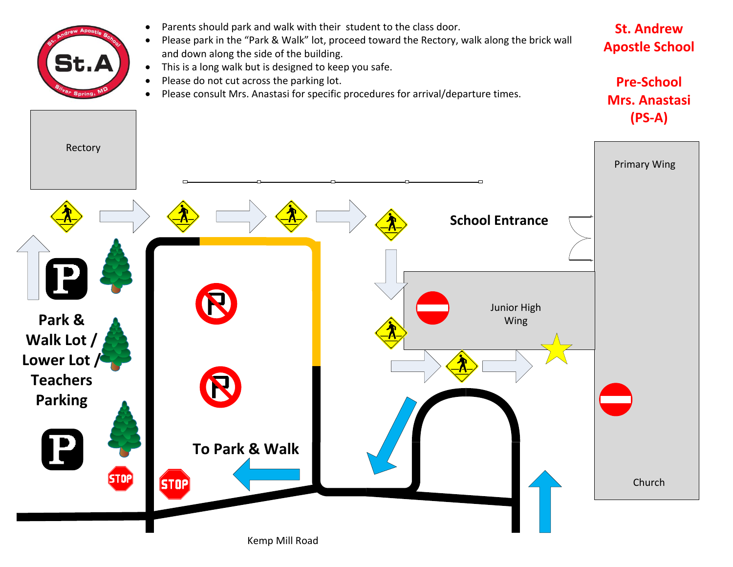# St. Andrew Apostle School

## Pre-School Mrs. Anastasi (PS-A)

- Parents should park and walk with their student to the class door.
- Please park in the "Park & Walk" lot, proceed toward the Rectory, walk along the brick wall and down along the side of the building.
- This is a long walk but is designed to keep you safe.
- Please do not cut across the parking lot.
- Please consult Mrs. Anastasi for specific procedures for arrival/departure times.

Rectory

School Entrance

Primary Wing

Junior High Wing

Church

**Park & Walk Lot / Lower Lot / Teachers Parking**

**To Park & Walk**

Kemp Mill Road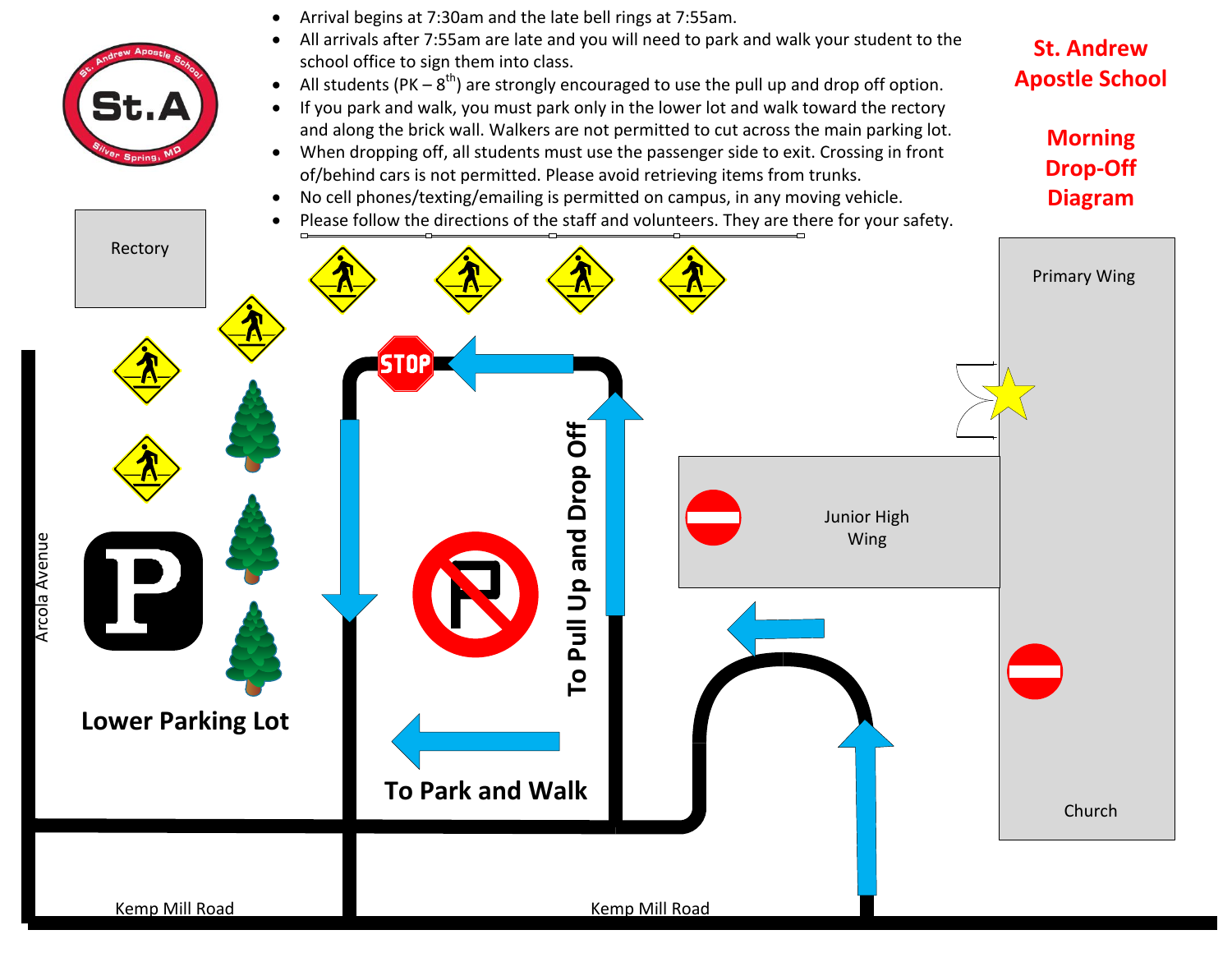# St. Andrew Apostle School

# Morning Drop-Off Diagram

- Arrival begins at 7:30am and the late bell rings at 7:55am.
- All arrivals after 7:55am are late and you will need to park and walk your student to the school office to sign them into class.
- All students (PK – 8th) are strongly encouraged to use the pull up and drop off option.
- If you park and walk, you must park only in the lower lot and walk toward the rectory and along the brick wall. Walkers are not permitted to cut across the main parking lot.
- When dropping off, all students must use the passenger side to exit. Crossing in front of/behind cars is not permitted. Please avoid retrieving items from trunks.
- No cell phones/texting/emailing is permitted on campus, in any moving vehicle.
- Please follow the directions of the staff and volunteers. They are there for your safety.

Rectory

Primary Wing

Junior High Wing

Church

Arcola Avenue

Lower Parking Lot

To Pull Up and Drop Off

To Park and Walk

STOP

Kemp Mill Road

Kemp Mill Road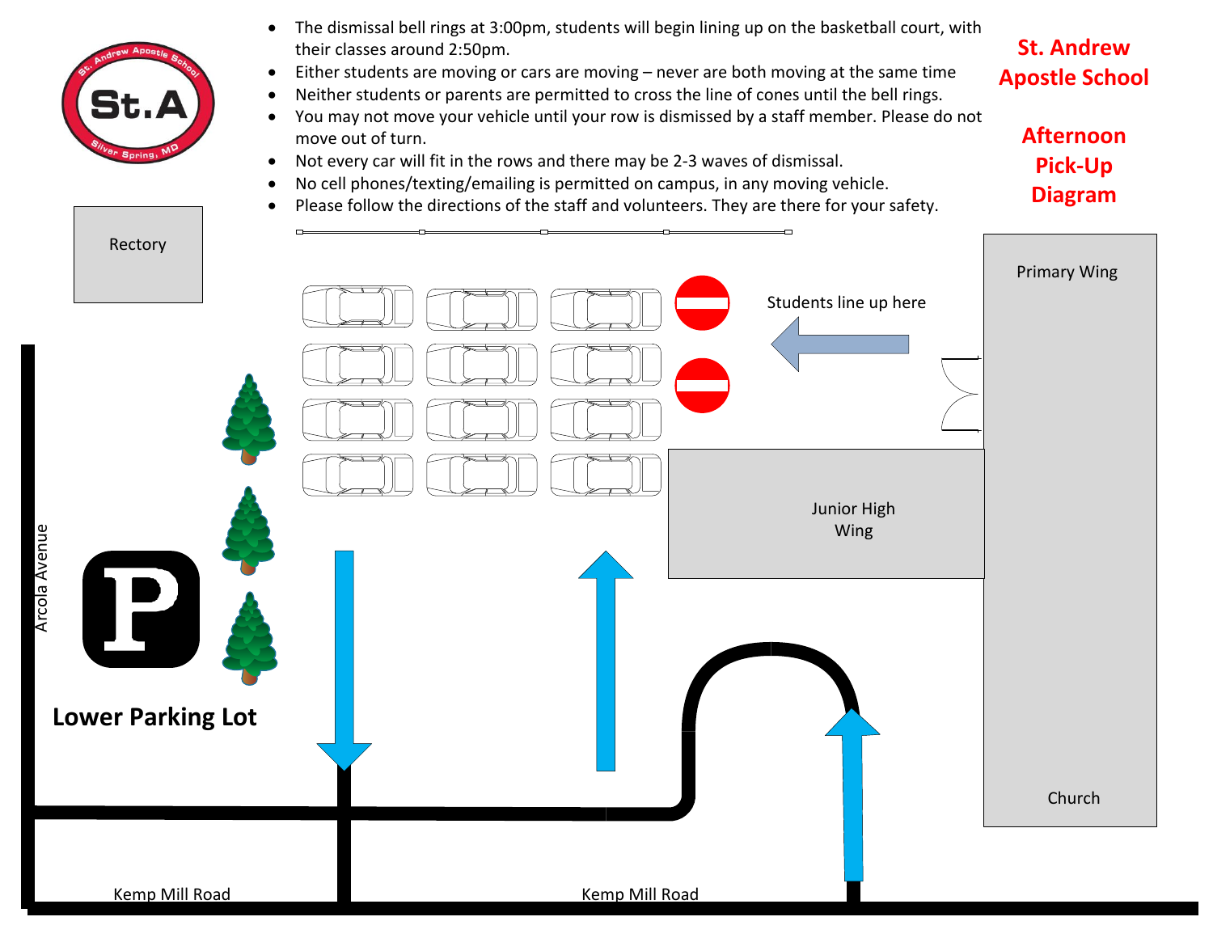# St. Andrew Apostle School

## Afternoon Pick-Up Diagram

- The dismissal bell rings at 3:00pm, students will begin lining up on the basketball court, with their classes around 2:50pm.
- Either students are moving or cars are moving – never are both moving at the same time
- Neither students or parents are permitted to cross the line of cones until the bell rings.
- You may not move your vehicle until your row is dismissed by a staff member. Please do not move out of turn.
- Not every car will fit in the rows and there may be 2-3 waves of dismissal.
- No cell phones/texting/emailing is permitted on campus, in any moving vehicle.
- Please follow the directions of the staff and volunteers. They are there for your safety.

Rectory

Primary Wing

Students line up here

Junior High Wing

Church

Arcola Avenue

**Lower Parking Lot**

Kemp Mill Road

Kemp Mill Road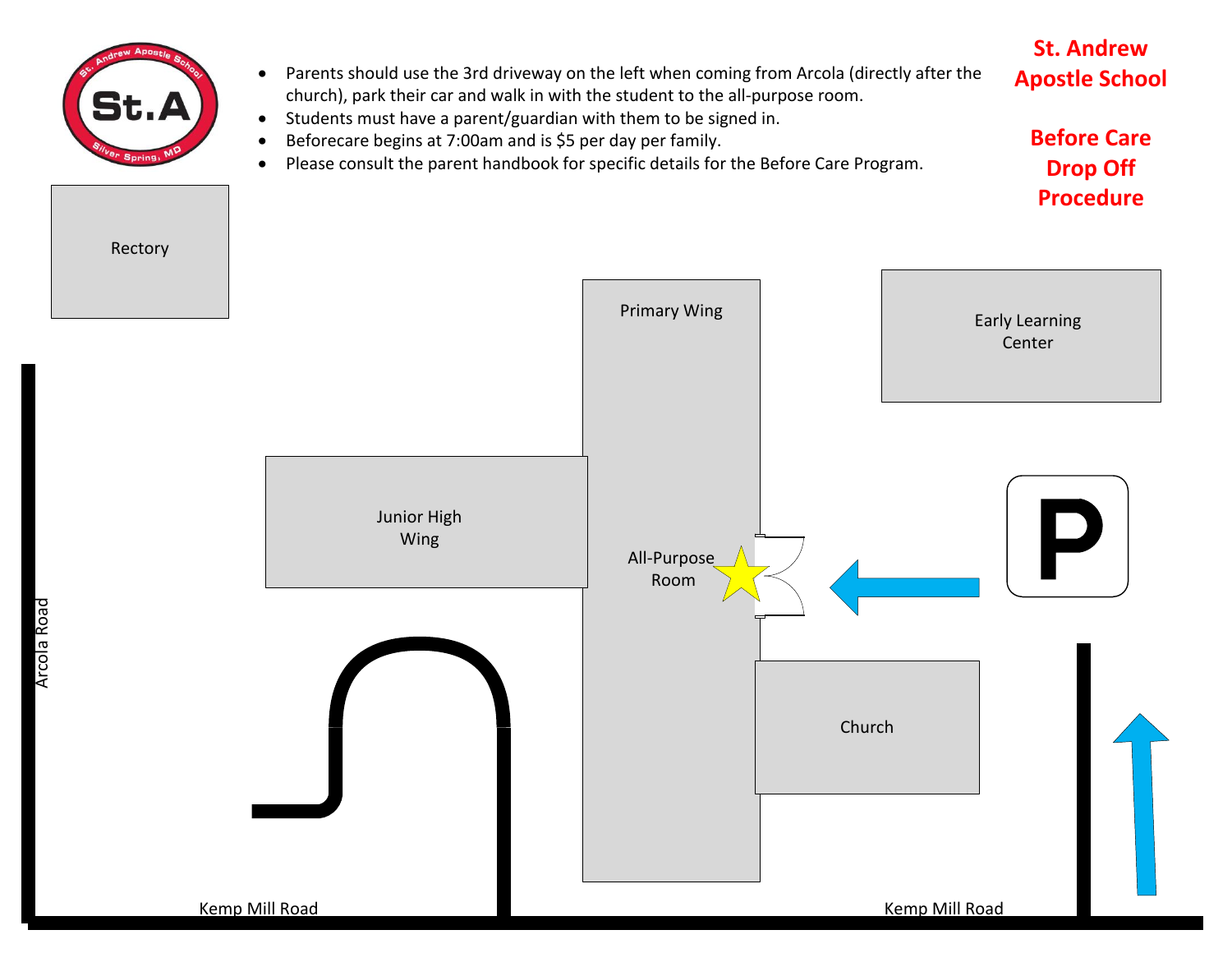# St. Andrew Apostle School

## Before Care Drop Off Procedure

- Parents should use the 3rd driveway on the left when coming from Arcola (directly after the church), park their car and walk in with the student to the all-purpose room.
- Students must have a parent/guardian with them to be signed in.
- Beforecare begins at 7:00am and is $5 per day per family.
- Please consult the parent handbook for specific details for the Before Care Program.

Rectory

Primary Wing

Early Learning Center

Junior High Wing

All-Purpose Room

Church

Arcola Road

Kemp Mill Road

Kemp Mill Road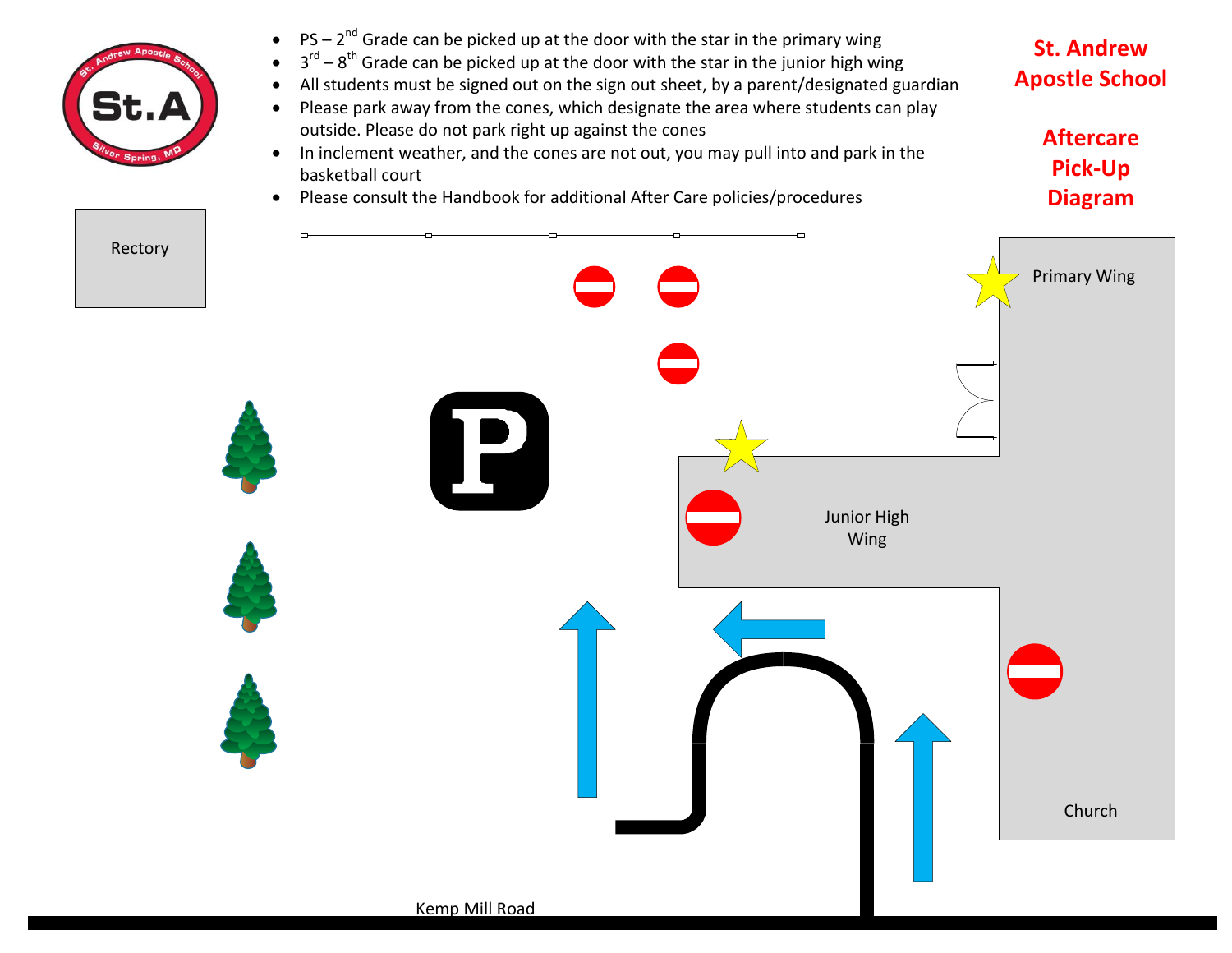# St. Andrew Apostle School

## Aftercare Pick-Up Diagram

- PS – 2nd Grade can be picked up at the door with the star in the primary wing
- 3rd – 8th Grade can be picked up at the door with the star in the junior high wing
- All students must be signed out on the sign out sheet, by a parent/designated guardian
- Please park away from the cones, which designate the area where students can play outside. Please do not park right up against the cones
- In inclement weather, and the cones are not out, you may pull into and park in the basketball court
- Please consult the Handbook for additional After Care policies/procedures

Rectory

Primary Wing

Junior High Wing

Church

Kemp Mill Road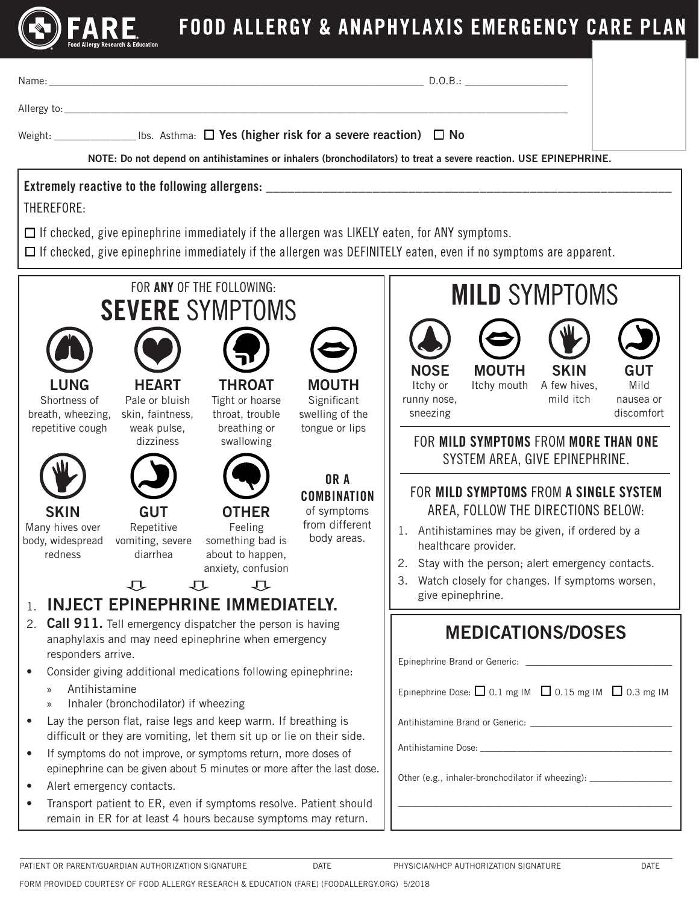# FARE Food Allergy Research & Education

# FOOD ALLERGY & ANAPHYLAXIS EMERGENCY CARE PLAN

Name: ______________________________ D.O.B.: ____________

Allergy to: ______________________________

Weight: ____________ lbs. Asthma: ☐ **Yes (higher risk for a severe reaction)** ☐ **No**

**NOTE: Do not depend on antihistamines or inhalers (bronchodilators) to treat a severe reaction. USE EPINEPHRINE.**

**Extremely reactive to the following allergens:** ______________________________

THEREFORE:

☐ If checked, give epinephrine immediately if the allergen was LIKELY eaten, for ANY symptoms.

☐ If checked, give epinephrine immediately if the allergen was DEFINITELY eaten, even if no symptoms are apparent.

## FOR **ANY** OF THE FOLLOWING: **SEVERE** SYMPTOMS

- **LUNG**: Shortness of breath, wheezing, repetitive cough
- **HEART**: Pale or bluish skin, faintness, weak pulse, dizziness
- **THROAT**: Tight or hoarse throat, trouble breathing or swallowing
- **MOUTH**: Significant swelling of the tongue or lips
- **SKIN**: Many hives over body, widespread redness
- **GUT**: Repetitive vomiting, severe diarrhea
- **OTHER**: Feeling something bad is about to happen, anxiety, confusion

**OR A COMBINATION** of symptoms from different body areas.

1. **INJECT EPINEPHRINE IMMEDIATELY.**
2. **Call 911.** Tell emergency dispatcher the person is having anaphylaxis and may need epinephrine when emergency responders arrive.

- Consider giving additional medications following epinephrine:
  - Antihistamine
  - Inhaler (bronchodilator) if wheezing
- Lay the person flat, raise legs and keep warm. If breathing is difficult or they are vomiting, let them sit up or lie on their side.
- If symptoms do not improve, or symptoms return, more doses of epinephrine can be given about 5 minutes or more after the last dose.
- Alert emergency contacts.
- Transport patient to ER, even if symptoms resolve. Patient should remain in ER for at least 4 hours because symptoms may return.

## **MILD** SYMPTOMS

- **NOSE**: Itchy or runny nose, sneezing
- **MOUTH**: Itchy mouth
- **SKIN**: A few hives, mild itch
- **GUT**: Mild nausea or discomfort

FOR **MILD SYMPTOMS** FROM **MORE THAN ONE** SYSTEM AREA, GIVE EPINEPHRINE.

FOR **MILD SYMPTOMS** FROM **A SINGLE SYSTEM** AREA, FOLLOW THE DIRECTIONS BELOW:

1. Antihistamines may be given, if ordered by a healthcare provider.
2. Stay with the person; alert emergency contacts.
3. Watch closely for changes. If symptoms worsen, give epinephrine.

## MEDICATIONS/DOSES

Epinephrine Brand or Generic: ______________________________

Epinephrine Dose: ☐ 0.1 mg IM ☐ 0.15 mg IM ☐ 0.3 mg IM

Antihistamine Brand or Generic: ______________________________

Antihistamine Dose: ______________________________

Other (e.g., inhaler-bronchodilator if wheezing): ______________________________

______________________________

PATIENT OR PARENT/GUARDIAN AUTHORIZATION SIGNATURE DATE PHYSICIAN/HCP AUTHORIZATION SIGNATURE DATE

FORM PROVIDED COURTESY OF FOOD ALLERGY RESEARCH & EDUCATION (FARE) (FOODALLERGY.ORG) 5/2018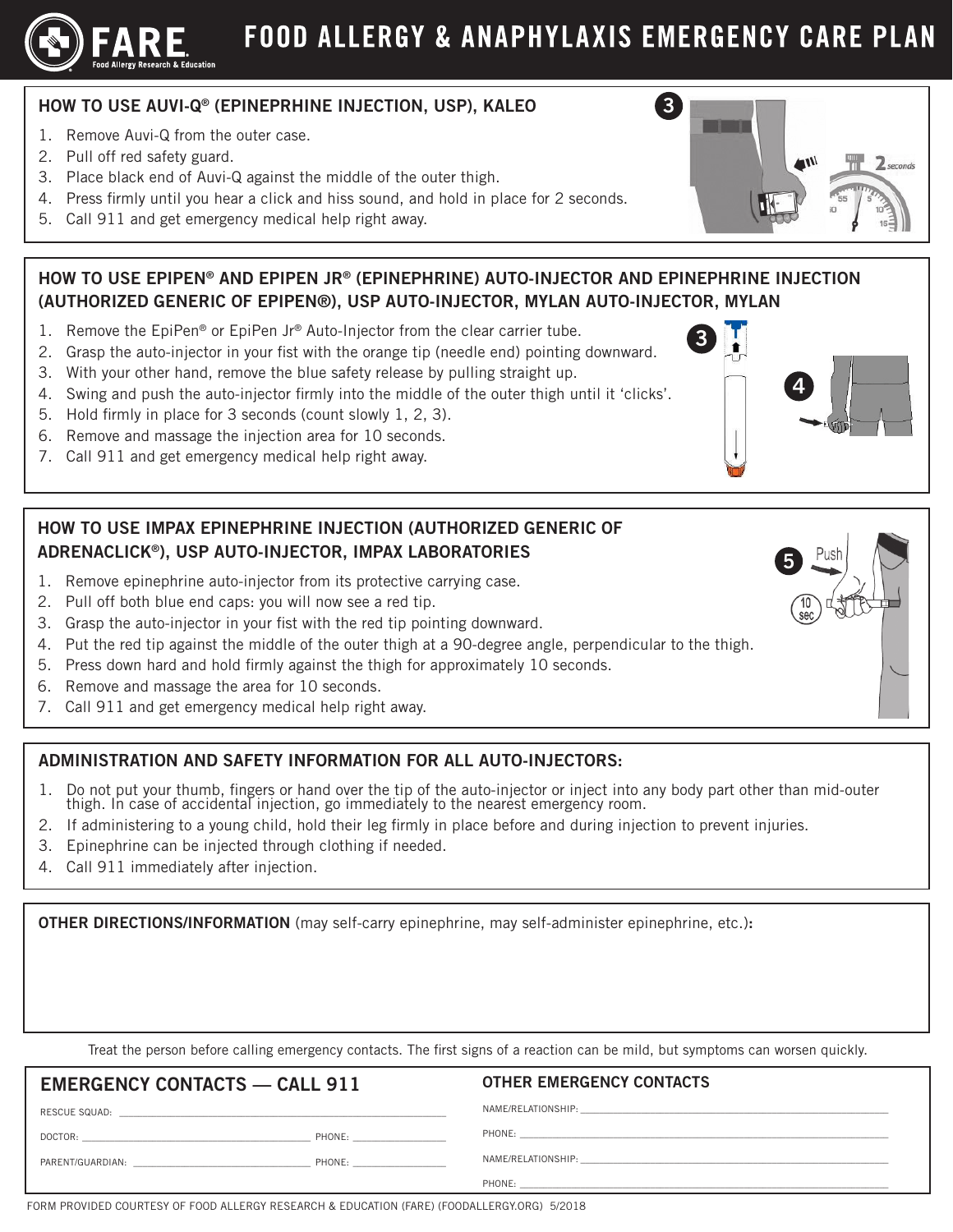# FARE Food Allergy Research & Education — FOOD ALLERGY & ANAPHYLAXIS EMERGENCY CARE PLAN

### HOW TO USE AUVI-Q® (EPINEPRHINE INJECTION, USP), KALEO

1. Remove Auvi-Q from the outer case.
2. Pull off red safety guard.
3. Place black end of Auvi-Q against the middle of the outer thigh.
4. Press firmly until you hear a click and hiss sound, and hold in place for 2 seconds.
5. Call 911 and get emergency medical help right away.

### HOW TO USE EPIPEN® AND EPIPEN JR® (EPINEPHRINE) AUTO-INJECTOR AND EPINEPHRINE INJECTION (AUTHORIZED GENERIC OF EPIPEN®), USP AUTO-INJECTOR, MYLAN AUTO-INJECTOR, MYLAN

1. Remove the EpiPen® or EpiPen Jr® Auto-Injector from the clear carrier tube.
2. Grasp the auto-injector in your fist with the orange tip (needle end) pointing downward.
3. With your other hand, remove the blue safety release by pulling straight up.
4. Swing and push the auto-injector firmly into the middle of the outer thigh until it 'clicks'.
5. Hold firmly in place for 3 seconds (count slowly 1, 2, 3).
6. Remove and massage the injection area for 10 seconds.
7. Call 911 and get emergency medical help right away.

### HOW TO USE IMPAX EPINEPHRINE INJECTION (AUTHORIZED GENERIC OF ADRENACLICK®), USP AUTO-INJECTOR, IMPAX LABORATORIES

1. Remove epinephrine auto-injector from its protective carrying case.
2. Pull off both blue end caps: you will now see a red tip.
3. Grasp the auto-injector in your fist with the red tip pointing downward.
4. Put the red tip against the middle of the outer thigh at a 90-degree angle, perpendicular to the thigh.
5. Press down hard and hold firmly against the thigh for approximately 10 seconds.
6. Remove and massage the area for 10 seconds.
7. Call 911 and get emergency medical help right away.

### ADMINISTRATION AND SAFETY INFORMATION FOR ALL AUTO-INJECTORS:

1. Do not put your thumb, fingers or hand over the tip of the auto-injector or inject into any body part other than mid-outer thigh. In case of accidental injection, go immediately to the nearest emergency room.
2. If administering to a young child, hold their leg firmly in place before and during injection to prevent injuries.
3. Epinephrine can be injected through clothing if needed.
4. Call 911 immediately after injection.

**OTHER DIRECTIONS/INFORMATION** (may self-carry epinephrine, may self-administer epinephrine, etc.)**:**

Treat the person before calling emergency contacts. The first signs of a reaction can be mild, but symptoms can worsen quickly.

### EMERGENCY CONTACTS — CALL 911

RESCUE SQUAD: ____________________

DOCTOR: ____________________ PHONE: ____________________

PARENT/GUARDIAN: ____________________ PHONE: ____________________

### OTHER EMERGENCY CONTACTS

NAME/RELATIONSHIP: ____________________

PHONE: ____________________

NAME/RELATIONSHIP: ____________________

PHONE: ____________________

FORM PROVIDED COURTESY OF FOOD ALLERGY RESEARCH & EDUCATION (FARE) (FOODALLERGY.ORG) 5/2018